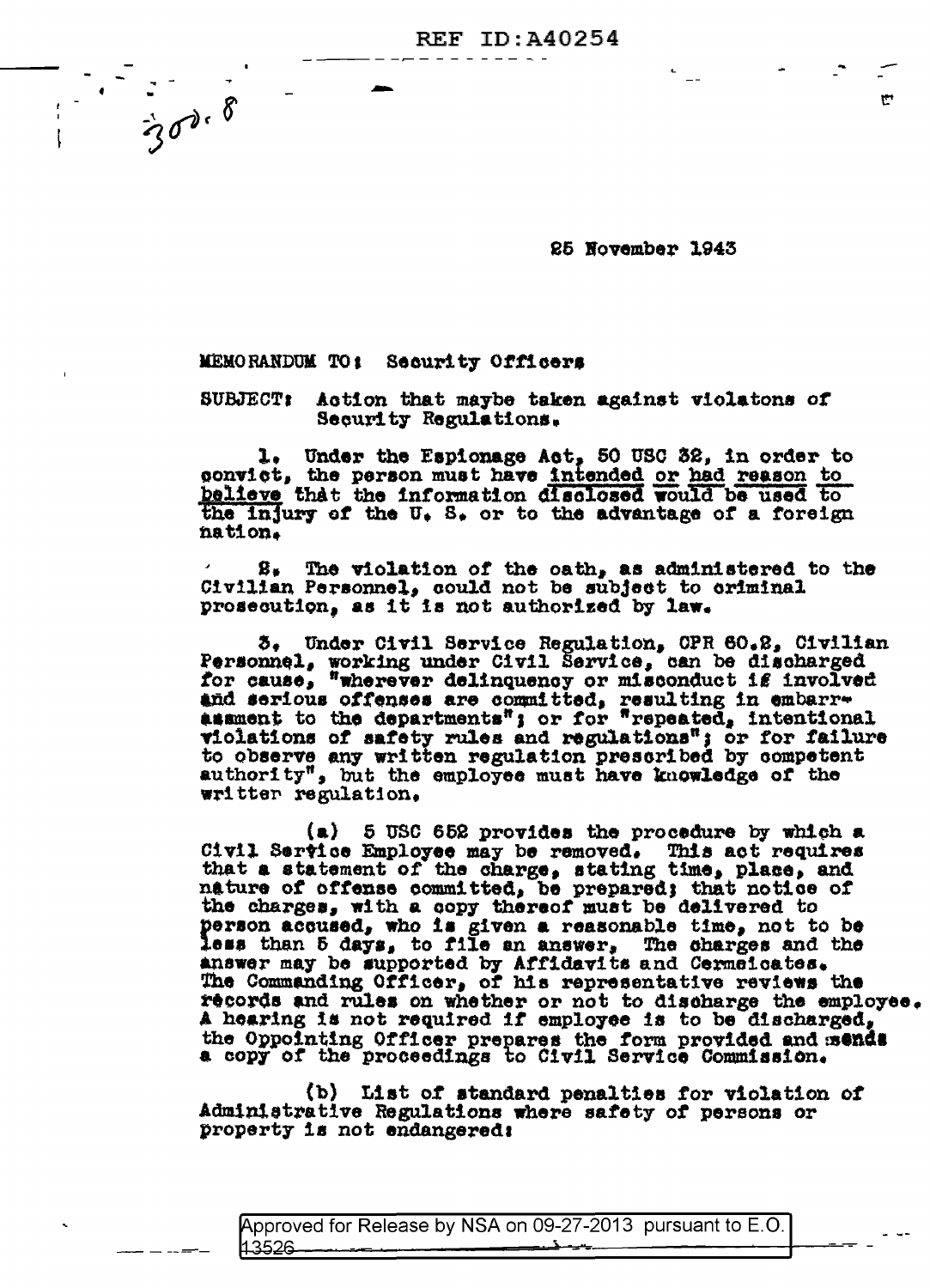25 November 1943

MEMORANDUM TO: Security Officers

SUBJECT: Action that maybe taken against violatons of Security Regulations.

1. Under the Espionage Act, 50 USC 32, in order to convict, the person must have intended or had reason to believe that the information disclosed would be used to the injury of the U. S. or to the advantage of a foreign nation.

2. The violation of the oath, as administered to the Civilian Personnel, could not be subject to criminal prosecution, as it is not authorized by law.

3. Under Civil Service Regulation, CPR 60.2, Civilian Personnel, working under Civil Service, can be discharged for cause, "wherever delinquency or misconduct is involved and serious offenses are committed, resulting in embarrassment to the departments"; or for "repeated, intentional violations of safety rules and regulations"; or for failure to observe any written regulation prescribed by competent authority", but the employee must have knowledge of the written regulation.

(a) 5 USC 652 provides the procedure by which a Civil Service Employee may be removed. This act requires that a statement of the charge, stating time, place, and nature of offense committed, be prepared; that notice of the charges, with a copy thereof must be delivered to person accused, who is given a reasonable time, not to be less than 5 days, to file an answer. The charges and the answer may be supported by Affidavits and Cermeicates. The Commanding Officer, of his representative reviews the records and rules on whether or not to discharge the employee. A hearing is not required if employee is to be discharged, the Oppointing Officer prepares the form provided and sends a copy of the proceedings to Civil Service Commission.

(b) List of standard penalties for violation of Administrative Regulations where safety of persons or property is not endangered: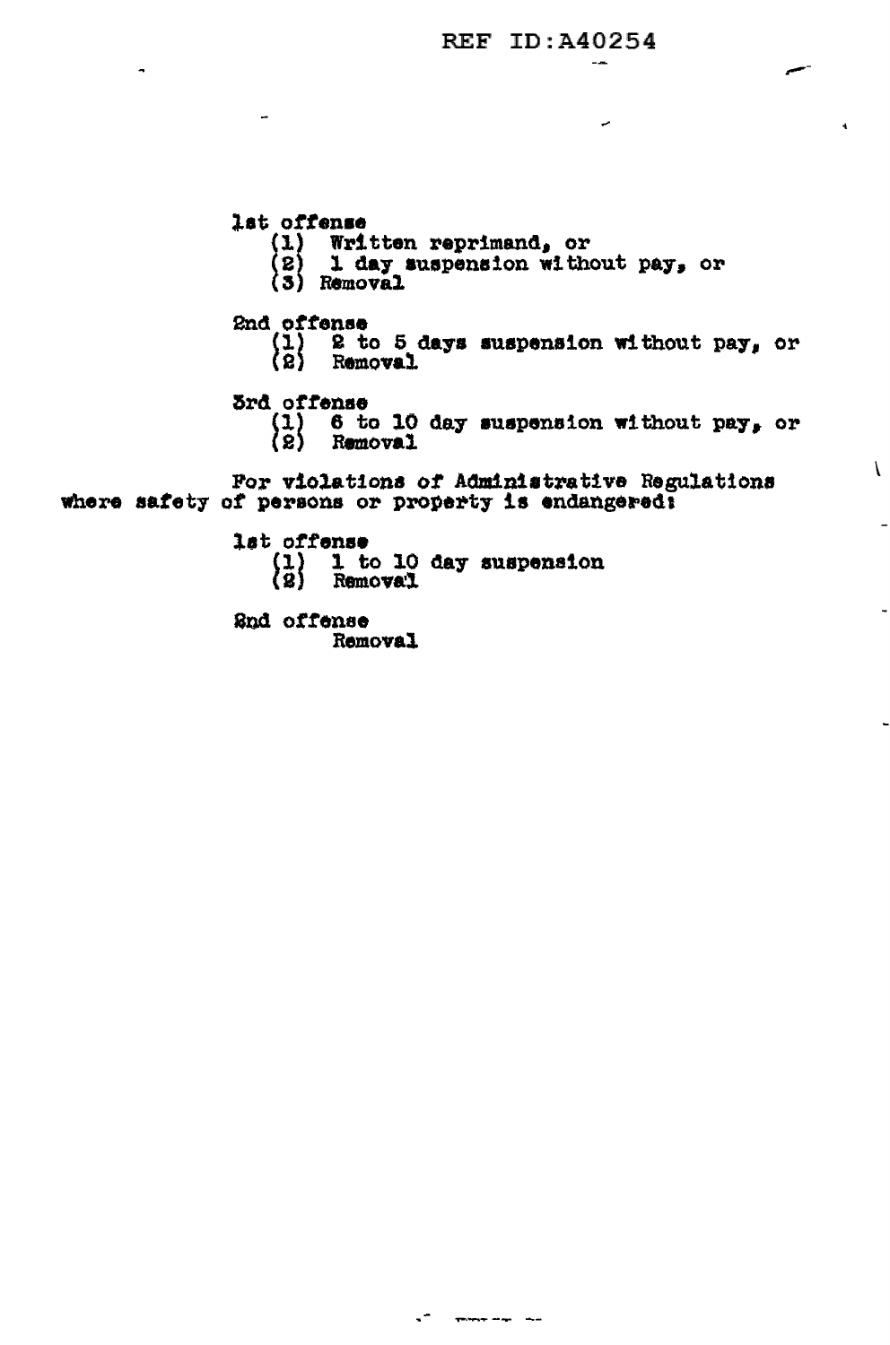1st offense
- (1) Written reprimand, or
- (2) 1 day suspension without pay, or
- (3) Removal

2nd offense
- (1) 2 to 5 days suspension without pay, or
- (2) Removal

3rd offense
- (1) 6 to 10 day suspension without pay, or
- (2) Removal

For violations of Administrative Regulations where safety of persons or property is endangered:

1st offense
- (1) 1 to 10 day suspension
- (2) Removal

2nd offense
- Removal